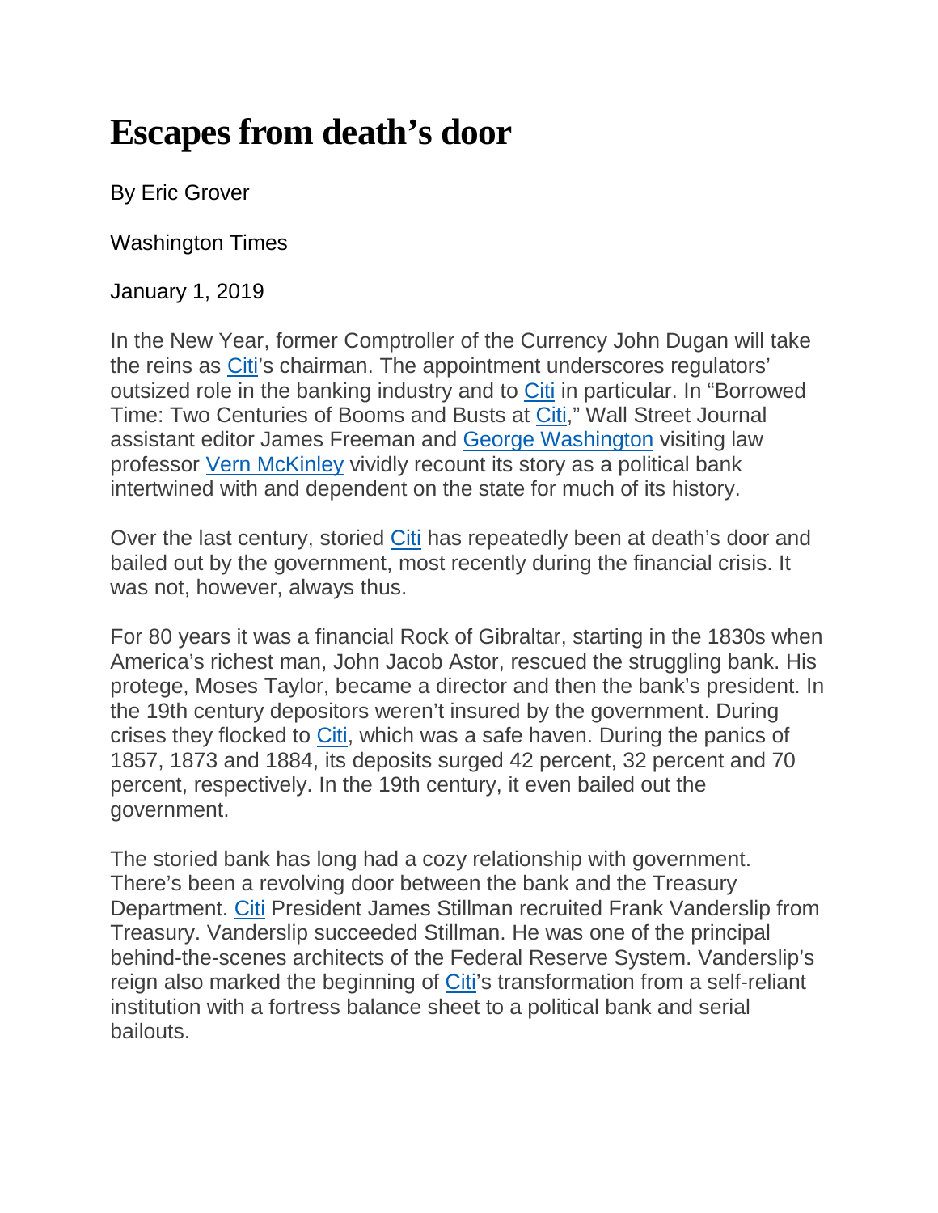# Escapes from death's door

By Eric Grover

Washington Times

January 1, 2019

In the New Year, former Comptroller of the Currency John Dugan will take the reins as Citi's chairman. The appointment underscores regulators' outsized role in the banking industry and to Citi in particular. In "Borrowed Time: Two Centuries of Booms and Busts at Citi," Wall Street Journal assistant editor James Freeman and George Washington visiting law professor Vern McKinley vividly recount its story as a political bank intertwined with and dependent on the state for much of its history.

Over the last century, storied Citi has repeatedly been at death's door and bailed out by the government, most recently during the financial crisis. It was not, however, always thus.

For 80 years it was a financial Rock of Gibraltar, starting in the 1830s when America's richest man, John Jacob Astor, rescued the struggling bank. His protege, Moses Taylor, became a director and then the bank's president. In the 19th century depositors weren't insured by the government. During crises they flocked to Citi, which was a safe haven. During the panics of 1857, 1873 and 1884, its deposits surged 42 percent, 32 percent and 70 percent, respectively. In the 19th century, it even bailed out the government.

The storied bank has long had a cozy relationship with government. There's been a revolving door between the bank and the Treasury Department. Citi President James Stillman recruited Frank Vanderslip from Treasury. Vanderslip succeeded Stillman. He was one of the principal behind-the-scenes architects of the Federal Reserve System. Vanderslip's reign also marked the beginning of Citi's transformation from a self-reliant institution with a fortress balance sheet to a political bank and serial bailouts.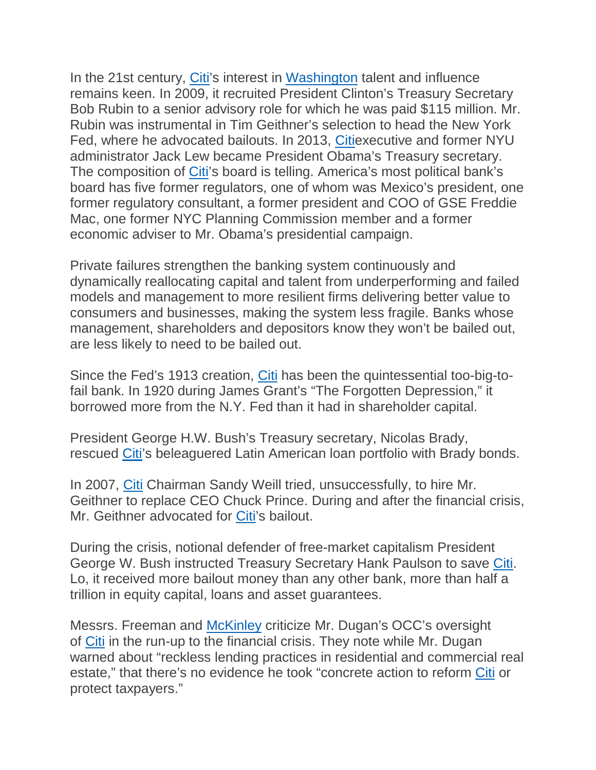In the 21st century, Citi's interest in Washington talent and influence remains keen. In 2009, it recruited President Clinton's Treasury Secretary Bob Rubin to a senior advisory role for which he was paid $115 million. Mr. Rubin was instrumental in Tim Geithner's selection to head the New York Fed, where he advocated bailouts. In 2013, Citiexecutive and former NYU administrator Jack Lew became President Obama's Treasury secretary. The composition of Citi's board is telling. America's most political bank's board has five former regulators, one of whom was Mexico's president, one former regulatory consultant, a former president and COO of GSE Freddie Mac, one former NYC Planning Commission member and a former economic adviser to Mr. Obama's presidential campaign.

Private failures strengthen the banking system continuously and dynamically reallocating capital and talent from underperforming and failed models and management to more resilient firms delivering better value to consumers and businesses, making the system less fragile. Banks whose management, shareholders and depositors know they won't be bailed out, are less likely to need to be bailed out.

Since the Fed's 1913 creation, Citi has been the quintessential too-big-to-fail bank. In 1920 during James Grant's "The Forgotten Depression," it borrowed more from the N.Y. Fed than it had in shareholder capital.

President George H.W. Bush's Treasury secretary, Nicolas Brady, rescued Citi's beleaguered Latin American loan portfolio with Brady bonds.

In 2007, Citi Chairman Sandy Weill tried, unsuccessfully, to hire Mr. Geithner to replace CEO Chuck Prince. During and after the financial crisis, Mr. Geithner advocated for Citi's bailout.

During the crisis, notional defender of free-market capitalism President George W. Bush instructed Treasury Secretary Hank Paulson to save Citi. Lo, it received more bailout money than any other bank, more than half a trillion in equity capital, loans and asset guarantees.

Messrs. Freeman and McKinley criticize Mr. Dugan's OCC's oversight of Citi in the run-up to the financial crisis. They note while Mr. Dugan warned about "reckless lending practices in residential and commercial real estate," that there's no evidence he took "concrete action to reform Citi or protect taxpayers."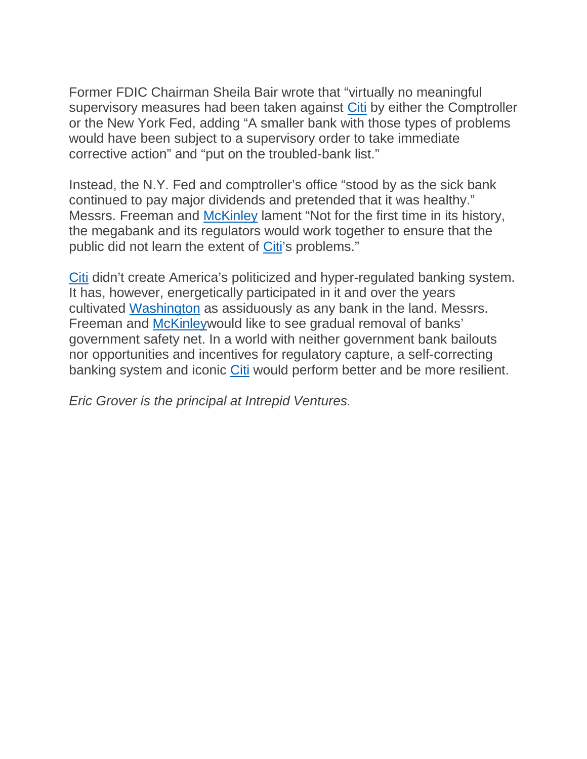Former FDIC Chairman Sheila Bair wrote that “virtually no meaningful supervisory measures had been taken against Citi by either the Comptroller or the New York Fed, adding “A smaller bank with those types of problems would have been subject to a supervisory order to take immediate corrective action” and “put on the troubled-bank list.”

Instead, the N.Y. Fed and comptroller’s office “stood by as the sick bank continued to pay major dividends and pretended that it was healthy.” Messrs. Freeman and McKinley lament “Not for the first time in its history, the megabank and its regulators would work together to ensure that the public did not learn the extent of Citi’s problems.”

Citi didn’t create America’s politicized and hyper-regulated banking system. It has, however, energetically participated in it and over the years cultivated Washington as assiduously as any bank in the land. Messrs. Freeman and McKinleywould like to see gradual removal of banks’ government safety net. In a world with neither government bank bailouts nor opportunities and incentives for regulatory capture, a self-correcting banking system and iconic Citi would perform better and be more resilient.

*Eric Grover is the principal at Intrepid Ventures.*